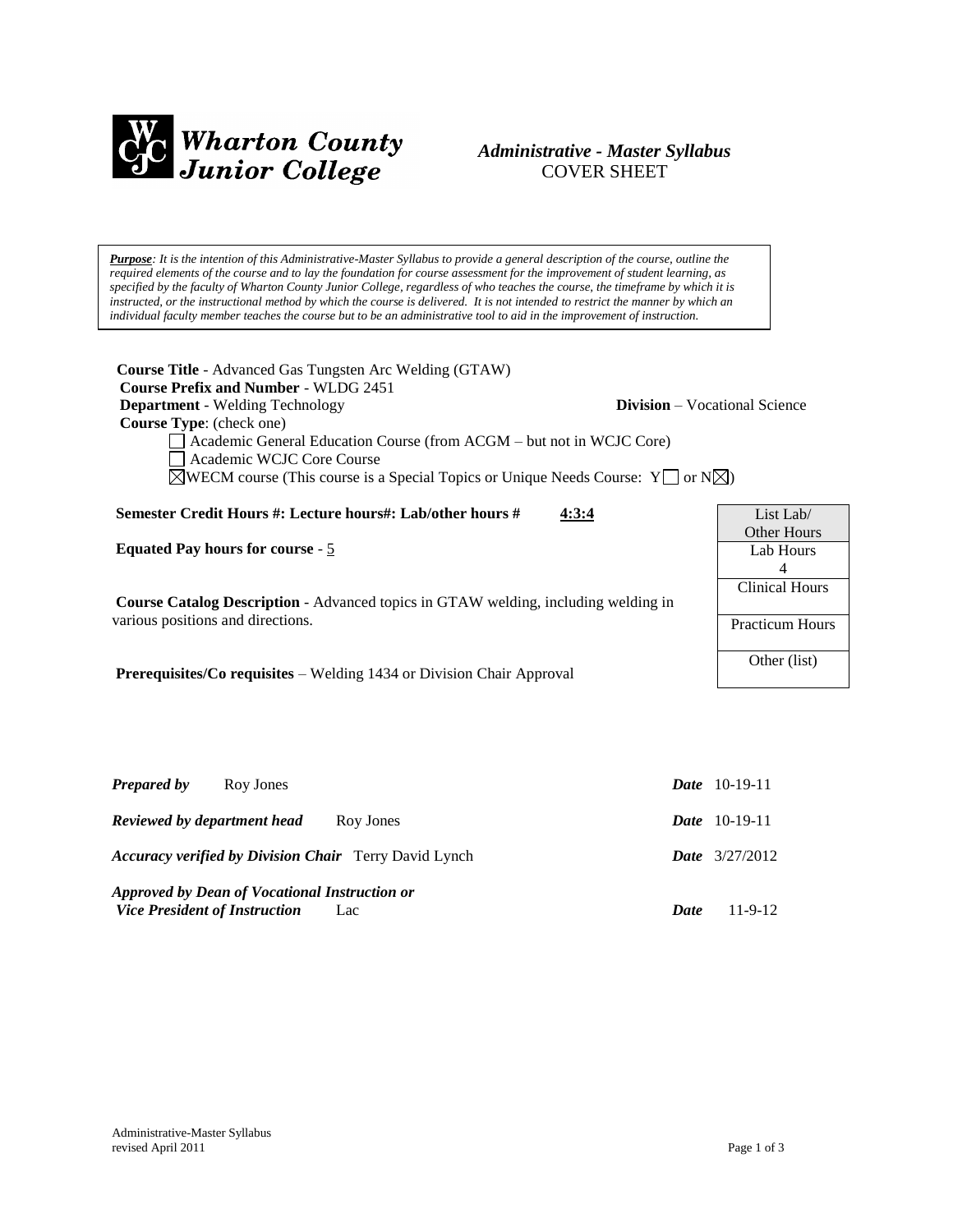**Wharton County Junior College**

***Administrative - Master Syllabus***
COVER SHEET

***Purpose**: It is the intention of this Administrative-Master Syllabus to provide a general description of the course, outline the required elements of the course and to lay the foundation for course assessment for the improvement of student learning, as specified by the faculty of Wharton County Junior College, regardless of who teaches the course, the timeframe by which it is instructed, or the instructional method by which the course is delivered. It is not intended to restrict the manner by which an individual faculty member teaches the course but to be an administrative tool to aid in the improvement of instruction.*

**Course Title** - Advanced Gas Tungsten Arc Welding (GTAW)
**Course Prefix and Number** - WLDG 2451
**Department** - Welding Technology **Division** – Vocational Science
**Course Type**: (check one)

- ☐ Academic General Education Course (from ACGM – but not in WCJC Core)
- ☐ Academic WCJC Core Course
- ☒ WECM course (This course is a Special Topics or Unique Needs Course: Y☐ or N☒)

**Semester Credit Hours #: Lecture hours#: Lab/other hours #** 4:3:4

**Equated Pay hours for course** - 5

| List Lab/ Other Hours |
| --- |
| Lab Hours 4 |
| Clinical Hours |
| Practicum Hours |
| Other (list) |

**Course Catalog Description** - Advanced topics in GTAW welding, including welding in various positions and directions.

**Prerequisites/Co requisites** – Welding 1434 or Division Chair Approval

| | | | |
| --- | --- | --- | --- |
| ***Prepared by*** | Roy Jones | ***Date*** | 10-19-11 |
| ***Reviewed by department head*** | Roy Jones | ***Date*** | 10-19-11 |
| ***Accuracy verified by Division Chair*** | Terry David Lynch | ***Date*** | 3/27/2012 |
| ***Approved by Dean of Vocational Instruction or Vice President of Instruction*** | Lac | ***Date*** | 11-9-12 |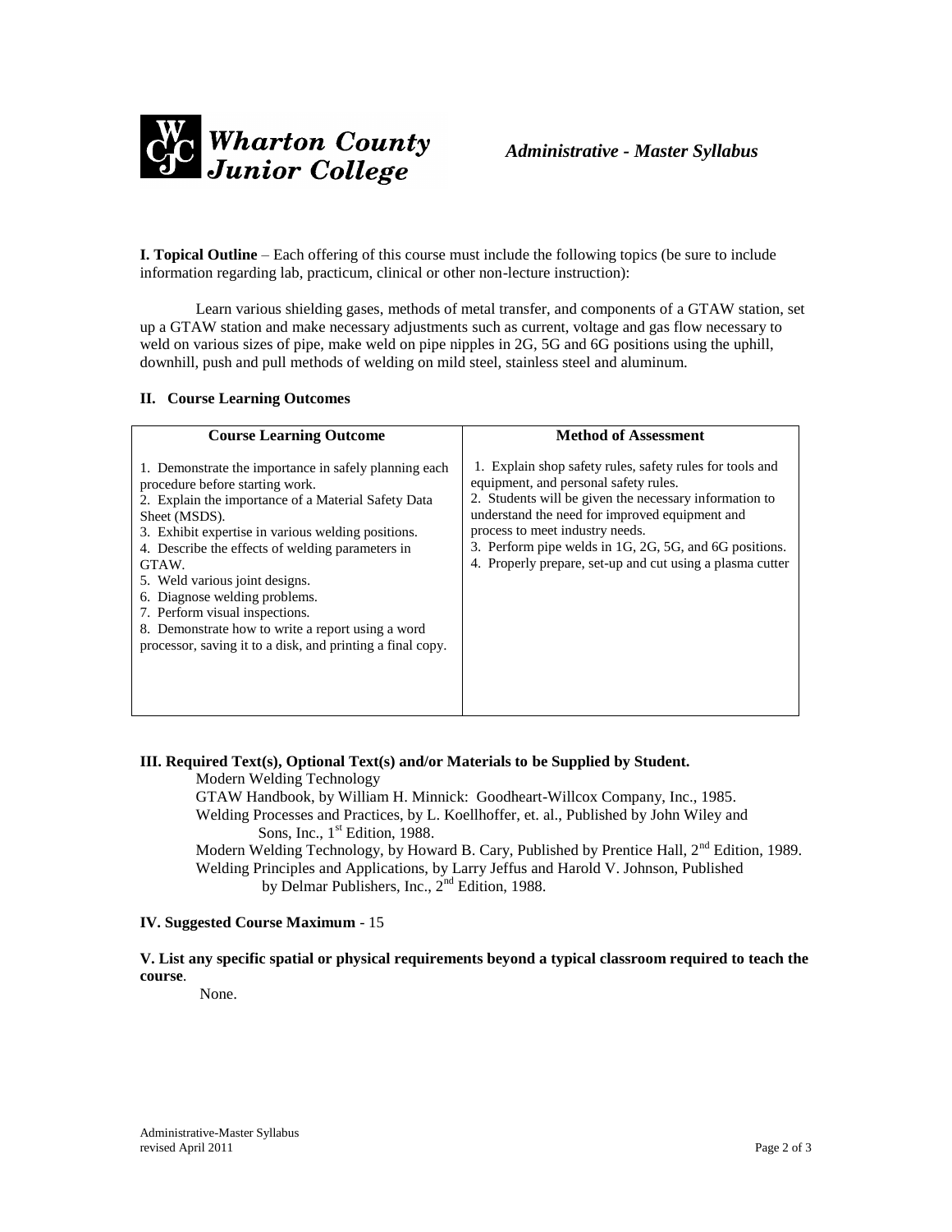**I. Topical Outline** – Each offering of this course must include the following topics (be sure to include information regarding lab, practicum, clinical or other non-lecture instruction):

Learn various shielding gases, methods of metal transfer, and components of a GTAW station, set up a GTAW station and make necessary adjustments such as current, voltage and gas flow necessary to weld on various sizes of pipe, make weld on pipe nipples in 2G, 5G and 6G positions using the uphill, downhill, push and pull methods of welding on mild steel, stainless steel and aluminum.

**II. Course Learning Outcomes**

| Course Learning Outcome | Method of Assessment |
| --- | --- |
| 1. Demonstrate the importance in safely planning each procedure before starting work.<br>2. Explain the importance of a Material Safety Data Sheet (MSDS).<br>3. Exhibit expertise in various welding positions.<br>4. Describe the effects of welding parameters in GTAW.<br>5. Weld various joint designs.<br>6. Diagnose welding problems.<br>7. Perform visual inspections.<br>8. Demonstrate how to write a report using a word processor, saving it to a disk, and printing a final copy. | 1. Explain shop safety rules, safety rules for tools and equipment, and personal safety rules.<br>2. Students will be given the necessary information to understand the need for improved equipment and process to meet industry needs.<br>3. Perform pipe welds in 1G, 2G, 5G, and 6G positions.<br>4. Properly prepare, set-up and cut using a plasma cutter |

**III. Required Text(s), Optional Text(s) and/or Materials to be Supplied by Student.**

Modern Welding Technology
GTAW Handbook, by William H. Minnick: Goodheart-Willcox Company, Inc., 1985.
Welding Processes and Practices, by L. Koellhoffer, et. al., Published by John Wiley and Sons, Inc., 1st Edition, 1988.
Modern Welding Technology, by Howard B. Cary, Published by Prentice Hall, 2nd Edition, 1989.
Welding Principles and Applications, by Larry Jeffus and Harold V. Johnson, Published by Delmar Publishers, Inc., 2nd Edition, 1988.

**IV. Suggested Course Maximum** - 15

**V. List any specific spatial or physical requirements beyond a typical classroom required to teach the course**.

None.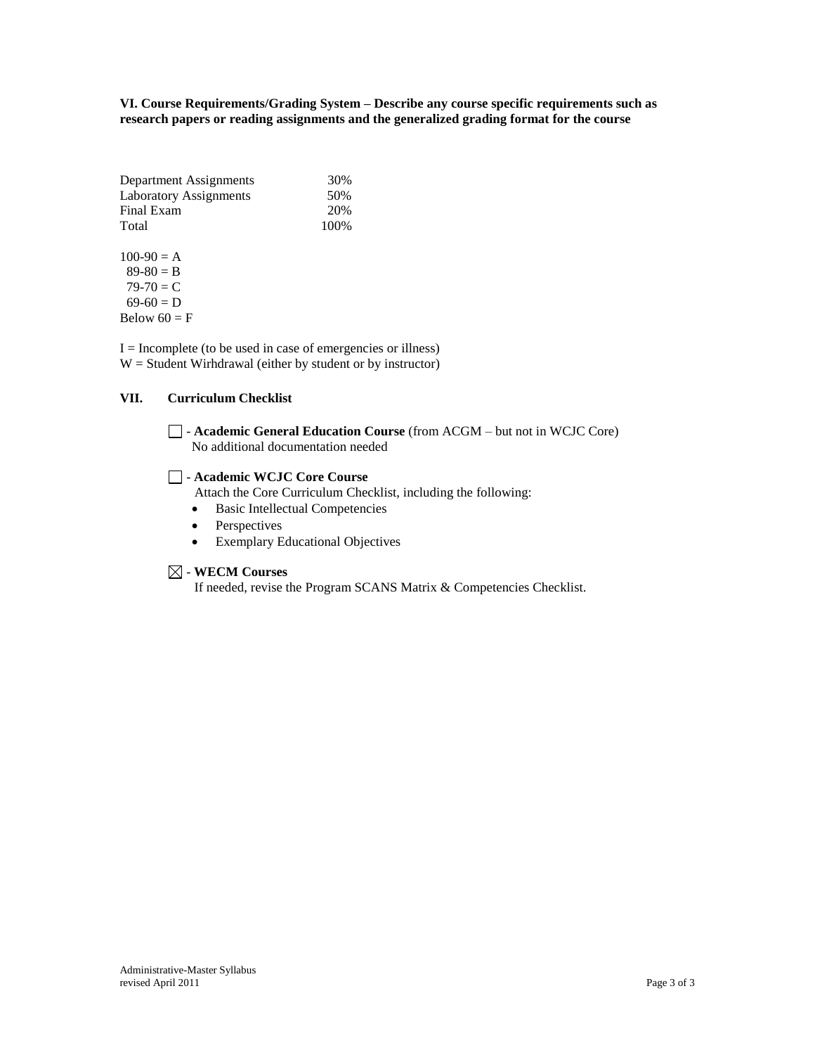**VI. Course Requirements/Grading System – Describe any course specific requirements such as research papers or reading assignments and the generalized grading format for the course**

| | |
|---|---|
| Department Assignments | 30% |
| Laboratory Assignments | 50% |
| Final Exam | 20% |
| Total | 100% |

100-90 = A
89-80 = B
79-70 = C
69-60 = D
Below 60 = F

I = Incomplete (to be used in case of emergencies or illness)
W = Student Wirhdrawal (either by student or by instructor)

## VII. Curriculum Checklist

☐ - **Academic General Education Course** (from ACGM – but not in WCJC Core)
No additional documentation needed

☐ - **Academic WCJC Core Course**
Attach the Core Curriculum Checklist, including the following:

- Basic Intellectual Competencies
- Perspectives
- Exemplary Educational Objectives

☒ - **WECM Courses**
If needed, revise the Program SCANS Matrix & Competencies Checklist.

Administrative-Master Syllabus
revised April 2011